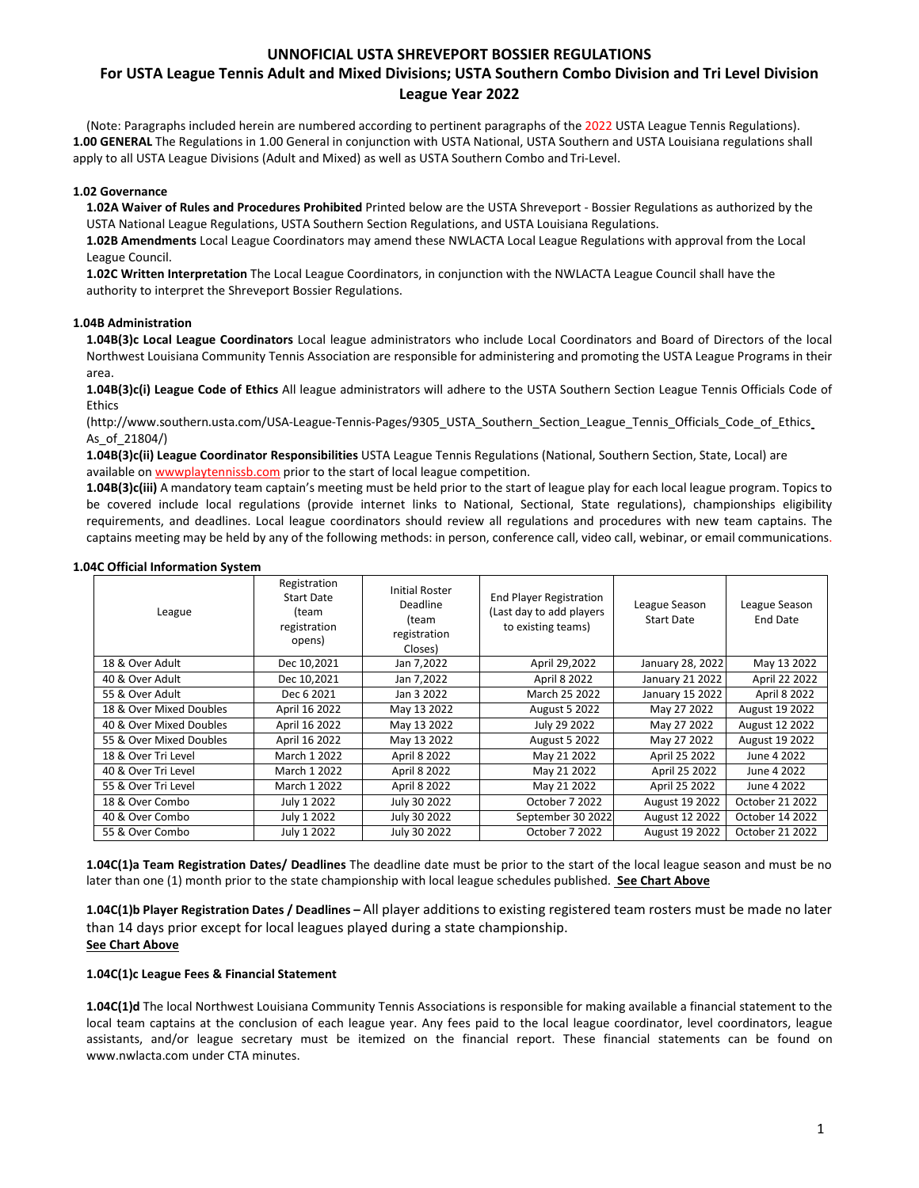# UNNOFICIAL USTA SHREVEPORT BOSSIER REGULATIONS

## For USTA League Tennis Adult and Mixed Divisions; USTA Southern Combo Division and Tri Level Division League Year 2022

(Note: Paragraphs included herein are numbered according to pertinent paragraphs of the 2022 USTA League Tennis Regulations).

**1.00 GENERAL** The Regulations in 1.00 General in conjunction with USTA National, USTA Southern and USTA Louisiana regulations shall apply to all USTA League Divisions (Adult and Mixed) as well as USTA Southern Combo and Tri-Level.

### 1.02 Governance

**1.02A Waiver of Rules and Procedures Prohibited** Printed below are the USTA Shreveport - Bossier Regulations as authorized by the USTA National League Regulations, USTA Southern Section Regulations, and USTA Louisiana Regulations.

**1.02B Amendments** Local League Coordinators may amend these NWLACTA Local League Regulations with approval from the Local League Council.

**1.02C Written Interpretation** The Local League Coordinators, in conjunction with the NWLACTA League Council shall have the authority to interpret the Shreveport Bossier Regulations.

### 1.04B Administration

**1.04B(3)c Local League Coordinators** Local league administrators who include Local Coordinators and Board of Directors of the local Northwest Louisiana Community Tennis Association are responsible for administering and promoting the USTA League Programs in their area.

**1.04B(3)c(i) League Code of Ethics** All league administrators will adhere to the USTA Southern Section League Tennis Officials Code of Ethics (http://www.southern.usta.com/USA-League-Tennis-Pages/9305_USTA_Southern_Section_League_Tennis_Officials_Code_of_Ethics_As_of_21804/)

**1.04B(3)c(ii) League Coordinator Responsibilities** USTA League Tennis Regulations (National, Southern Section, State, Local) are available on wwwplaytennissb.com prior to the start of local league competition.

**1.04B(3)c(iii)** A mandatory team captain's meeting must be held prior to the start of league play for each local league program. Topics to be covered include local regulations (provide internet links to National, Sectional, State regulations), championships eligibility requirements, and deadlines. Local league coordinators should review all regulations and procedures with new team captains. The captains meeting may be held by any of the following methods: in person, conference call, video call, webinar, or email communications.

### 1.04C Official Information System

| League | Registration Start Date (team registration opens) | Initial Roster Deadline (team registration Closes) | End Player Registration (Last day to add players to existing teams) | League Season Start Date | League Season End Date |
|---|---|---|---|---|---|
| 18 & Over Adult | Dec 10,2021 | Jan 7,2022 | April 29,2022 | January 28, 2022 | May 13 2022 |
| 40 & Over Adult | Dec 10,2021 | Jan 7,2022 | April 8 2022 | January 21 2022 | April 22 2022 |
| 55 & Over Adult | Dec 6 2021 | Jan 3 2022 | March 25 2022 | January 15 2022 | April 8 2022 |
| 18 & Over Mixed Doubles | April 16 2022 | May 13 2022 | August 5 2022 | May 27 2022 | August 19 2022 |
| 40 & Over Mixed Doubles | April 16 2022 | May 13 2022 | July 29 2022 | May 27 2022 | August 12 2022 |
| 55 & Over Mixed Doubles | April 16 2022 | May 13 2022 | August 5 2022 | May 27 2022 | August 19 2022 |
| 18 & Over Tri Level | March 1 2022 | April 8 2022 | May 21 2022 | April 25 2022 | June 4 2022 |
| 40 & Over Tri Level | March 1 2022 | April 8 2022 | May 21 2022 | April 25 2022 | June 4 2022 |
| 55 & Over Tri Level | March 1 2022 | April 8 2022 | May 21 2022 | April 25 2022 | June 4 2022 |
| 18 & Over Combo | July 1 2022 | July 30 2022 | October 7 2022 | August 19 2022 | October 21 2022 |
| 40 & Over Combo | July 1 2022 | July 30 2022 | September 30 2022 | August 12 2022 | October 14 2022 |
| 55 & Over Combo | July 1 2022 | July 30 2022 | October 7 2022 | August 19 2022 | October 21 2022 |

**1.04C(1)a Team Registration Dates/ Deadlines** The deadline date must be prior to the start of the local league season and must be no later than one (1) month prior to the state championship with local league schedules published. **See Chart Above**

**1.04C(1)b Player Registration Dates / Deadlines –** All player additions to existing registered team rosters must be made no later than 14 days prior except for local leagues played during a state championship.
**See Chart Above**

**1.04C(1)c League Fees & Financial Statement**

**1.04C(1)d** The local Northwest Louisiana Community Tennis Associations is responsible for making available a financial statement to the local team captains at the conclusion of each league year. Any fees paid to the local league coordinator, level coordinators, league assistants, and/or league secretary must be itemized on the financial report. These financial statements can be found on www.nwlacta.com under CTA minutes.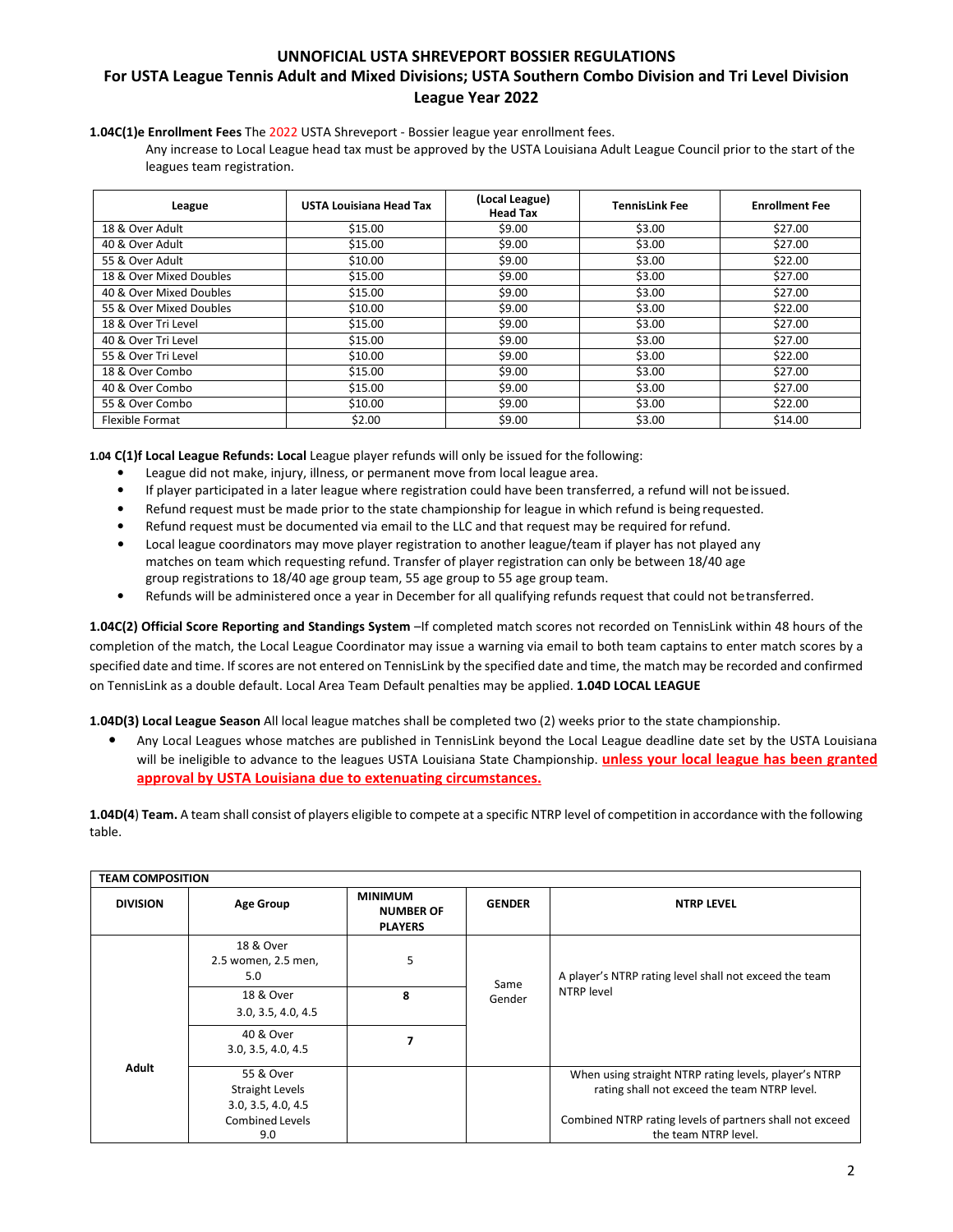# UNNOFICIAL USTA SHREVEPORT BOSSIER REGULATIONS

## For USTA League Tennis Adult and Mixed Divisions; USTA Southern Combo Division and Tri Level Division League Year 2022

**1.04C(1)e Enrollment Fees** The 2022 USTA Shreveport - Bossier league year enrollment fees.

Any increase to Local League head tax must be approved by the USTA Louisiana Adult League Council prior to the start of the leagues team registration.

| League | USTA Louisiana Head Tax | (Local League) Head Tax | TennisLink Fee | Enrollment Fee |
|---|---|---|---|---|
| 18 & Over Adult | $15.00 | $9.00 | $3.00 | $27.00 |
| 40 & Over Adult | $15.00 | $9.00 | $3.00 | $27.00 |
| 55 & Over Adult | $10.00 | $9.00 | $3.00 | $22.00 |
| 18 & Over Mixed Doubles | $15.00 | $9.00 | $3.00 | $27.00 |
| 40 & Over Mixed Doubles | $15.00 | $9.00 | $3.00 | $27.00 |
| 55 & Over Mixed Doubles | $10.00 | $9.00 | $3.00 | $22.00 |
| 18 & Over Tri Level | $15.00 | $9.00 | $3.00 | $27.00 |
| 40 & Over Tri Level | $15.00 | $9.00 | $3.00 | $27.00 |
| 55 & Over Tri Level | $10.00 | $9.00 | $3.00 | $22.00 |
| 18 & Over Combo | $15.00 | $9.00 | $3.00 | $27.00 |
| 40 & Over Combo | $15.00 | $9.00 | $3.00 | $27.00 |
| 55 & Over Combo | $10.00 | $9.00 | $3.00 | $22.00 |
| Flexible Format | $2.00 | $9.00 | $3.00 | $14.00 |

**1.04 C(1)f Local League Refunds: Local** League player refunds will only be issued for the following:

- League did not make, injury, illness, or permanent move from local league area.
- If player participated in a later league where registration could have been transferred, a refund will not be issued.
- Refund request must be made prior to the state championship for league in which refund is being requested.
- Refund request must be documented via email to the LLC and that request may be required for refund.
- Local league coordinators may move player registration to another league/team if player has not played any matches on team which requesting refund. Transfer of player registration can only be between 18/40 age group registrations to 18/40 age group team, 55 age group to 55 age group team.
- Refunds will be administered once a year in December for all qualifying refunds request that could not be transferred.

**1.04C(2) Official Score Reporting and Standings System** –If completed match scores not recorded on TennisLink within 48 hours of the completion of the match, the Local League Coordinator may issue a warning via email to both team captains to enter match scores by a specified date and time. If scores are not entered on TennisLink by the specified date and time, the match may be recorded and confirmed on TennisLink as a double default. Local Area Team Default penalties may be applied. **1.04D LOCAL LEAGUE**

**1.04D(3) Local League Season** All local league matches shall be completed two (2) weeks prior to the state championship.

- Any Local Leagues whose matches are published in TennisLink beyond the Local League deadline date set by the USTA Louisiana will be ineligible to advance to the leagues USTA Louisiana State Championship. **unless your local league has been granted approval by USTA Louisiana due to extenuating circumstances.**

**1.04D(4) Team.** A team shall consist of players eligible to compete at a specific NTRP level of competition in accordance with the following table.

| TEAM COMPOSITION | | | | |
|---|---|---|---|---|
| **DIVISION** | **Age Group** | **MINIMUM NUMBER OF PLAYERS** | **GENDER** | **NTRP LEVEL** |
| Adult | 18 & Over 2.5 women, 2.5 men, 5.0 | 5 | Same Gender | A player's NTRP rating level shall not exceed the team NTRP level |
| | 18 & Over 3.0, 3.5, 4.0, 4.5 | **8** | | |
| | 40 & Over 3.0, 3.5, 4.0, 4.5 | **7** | | |
| | 55 & Over Straight Levels 3.0, 3.5, 4.0, 4.5 Combined Levels 9.0 | | | When using straight NTRP rating levels, player's NTRP rating shall not exceed the team NTRP level. Combined NTRP rating levels of partners shall not exceed the team NTRP level. |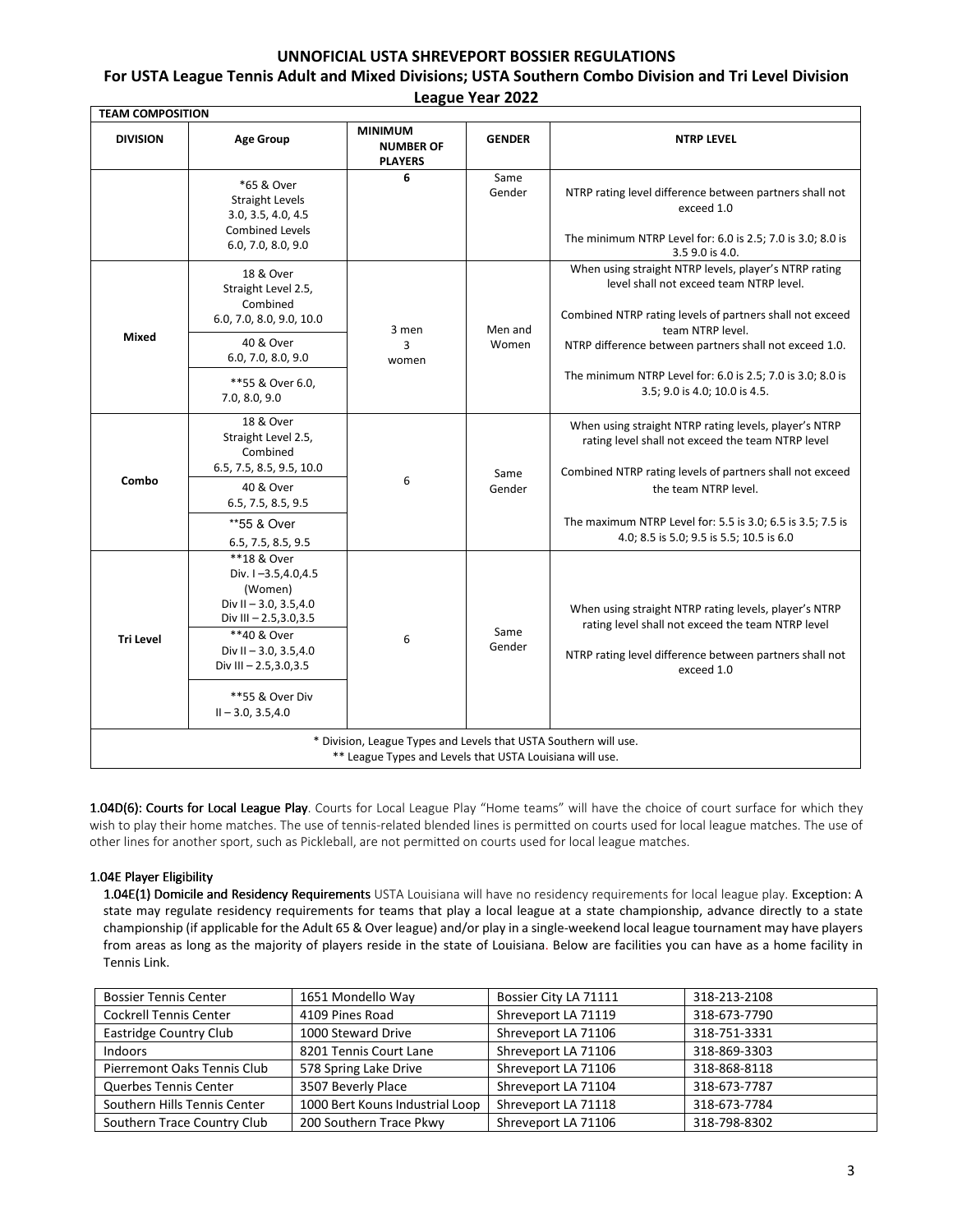# UNNOFICIAL USTA SHREVEPORT BOSSIER REGULATIONS

## For USTA League Tennis Adult and Mixed Divisions; USTA Southern Combo Division and Tri Level Division League Year 2022

| TEAM COMPOSITION | | | | |
|---|---|---|---|---|
| **DIVISION** | **Age Group** | **MINIMUM NUMBER OF PLAYERS** | **GENDER** | **NTRP LEVEL** |
| | *65 & Over Straight Levels 3.0, 3.5, 4.0, 4.5 Combined Levels 6.0, 7.0, 8.0, 9.0 | **6** | Same Gender | NTRP rating level difference between partners shall not exceed 1.0 The minimum NTRP Level for: 6.0 is 2.5; 7.0 is 3.0; 8.0 is 3.5 9.0 is 4.0. |
| **Mixed** | 18 & Over Straight Level 2.5, Combined 6.0, 7.0, 8.0, 9.0, 10.0 | 3 men 3 women | Men and Women | When using straight NTRP levels, player's NTRP rating level shall not exceed team NTRP level. Combined NTRP rating levels of partners shall not exceed team NTRP level. NTRP difference between partners shall not exceed 1.0. The minimum NTRP Level for: 6.0 is 2.5; 7.0 is 3.0; 8.0 is 3.5; 9.0 is 4.0; 10.0 is 4.5. |
| | 40 & Over 6.0, 7.0, 8.0, 9.0 | | | |
| | **55 & Over 6.0, 7.0, 8.0, 9.0 | | | |
| **Combo** | 18 & Over Straight Level 2.5, Combined 6.5, 7.5, 8.5, 9.5, 10.0 | 6 | Same Gender | When using straight NTRP rating levels, player's NTRP rating level shall not exceed the team NTRP level Combined NTRP rating levels of partners shall not exceed the team NTRP level. The maximum NTRP Level for: 5.5 is 3.0; 6.5 is 3.5; 7.5 is 4.0; 8.5 is 5.0; 9.5 is 5.5; 10.5 is 6.0 |
| | 40 & Over 6.5, 7.5, 8.5, 9.5 | | | |
| | **55 & Over 6.5, 7.5, 8.5, 9.5 | | | |
| **Tri Level** | **18 & Over Div. I –3.5,4.0,4.5 (Women) Div II – 3.0, 3.5,4.0 Div III – 2.5,3.0,3.5 | 6 | Same Gender | When using straight NTRP rating levels, player's NTRP rating level shall not exceed the team NTRP level NTRP rating level difference between partners shall not exceed 1.0 |
| | **40 & Over Div II – 3.0, 3.5,4.0 Div III – 2.5,3.0,3.5 | | | |
| | **55 & Over Div II – 3.0, 3.5,4.0 | | | |
| * Division, League Types and Levels that USTA Southern will use. ** League Types and Levels that USTA Louisiana will use. | | | | |

**1.04D(6): Courts for Local League Play**. Courts for Local League Play "Home teams" will have the choice of court surface for which they wish to play their home matches. The use of tennis-related blended lines is permitted on courts used for local league matches. The use of other lines for another sport, such as Pickleball, are not permitted on courts used for local league matches.

### 1.04E Player Eligibility

**1.04E(1) Domicile and Residency Requirements** USTA Louisiana will have no residency requirements for local league play. Exception: A state may regulate residency requirements for teams that play a local league at a state championship, advance directly to a state championship (if applicable for the Adult 65 & Over league) and/or play in a single-weekend local league tournament may have players from areas as long as the majority of players reside in the state of Louisiana. Below are facilities you can have as a home facility in Tennis Link.

| Bossier Tennis Center | 1651 Mondello Way | Bossier City LA 71111 | 318-213-2108 |
|---|---|---|---|
| Cockrell Tennis Center | 4109 Pines Road | Shreveport LA 71119 | 318-673-7790 |
| Eastridge Country Club | 1000 Steward Drive | Shreveport LA 71106 | 318-751-3331 |
| Indoors | 8201 Tennis Court Lane | Shreveport LA 71106 | 318-869-3303 |
| Pierremont Oaks Tennis Club | 578 Spring Lake Drive | Shreveport LA 71106 | 318-868-8118 |
| Querbes Tennis Center | 3507 Beverly Place | Shreveport LA 71104 | 318-673-7787 |
| Southern Hills Tennis Center | 1000 Bert Kouns Industrial Loop | Shreveport LA 71118 | 318-673-7784 |
| Southern Trace Country Club | 200 Southern Trace Pkwy | Shreveport LA 71106 | 318-798-8302 |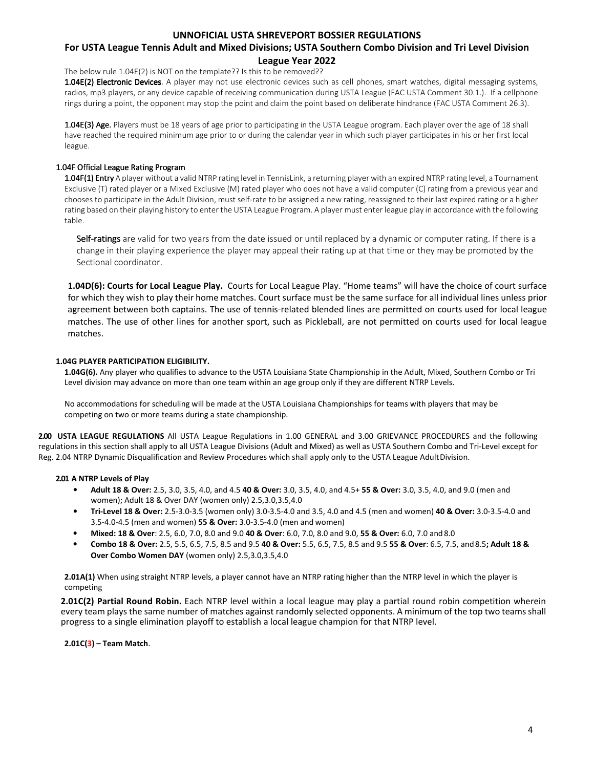# UNNOFICIAL USTA SHREVEPORT BOSSIER REGULATIONS

## For USTA League Tennis Adult and Mixed Divisions; USTA Southern Combo Division and Tri Level Division League Year 2022

The below rule 1.04E(2) is NOT on the template?? Is this to be removed??

**1.04E(2) Electronic Devices**. A player may not use electronic devices such as cell phones, smart watches, digital messaging systems, radios, mp3 players, or any device capable of receiving communication during USTA League (FAC USTA Comment 30.1.). If a cellphone rings during a point, the opponent may stop the point and claim the point based on deliberate hindrance (FAC USTA Comment 26.3).

**1.04E(3) Age.** Players must be 18 years of age prior to participating in the USTA League program. Each player over the age of 18 shall have reached the required minimum age prior to or during the calendar year in which such player participates in his or her first local league.

**1.04F Official League Rating Program**

**1.04F(1) Entry** A player without a valid NTRP rating level in TennisLink, a returning player with an expired NTRP rating level, a Tournament Exclusive (T) rated player or a Mixed Exclusive (M) rated player who does not have a valid computer (C) rating from a previous year and chooses to participate in the Adult Division, must self-rate to be assigned a new rating, reassigned to their last expired rating or a higher rating based on their playing history to enter the USTA League Program. A player must enter league play in accordance with the following table.

**Self-ratings** are valid for two years from the date issued or until replaced by a dynamic or computer rating. If there is a change in their playing experience the player may appeal their rating up at that time or they may be promoted by the Sectional coordinator.

**1.04D(6): Courts for Local League Play.** Courts for Local League Play. "Home teams" will have the choice of court surface for which they wish to play their home matches. Court surface must be the same surface for all individual lines unless prior agreement between both captains. The use of tennis-related blended lines are permitted on courts used for local league matches. The use of other lines for another sport, such as Pickleball, are not permitted on courts used for local league matches.

**1.04G PLAYER PARTICIPATION ELIGIBILITY.**

**1.04G(6).** Any player who qualifies to advance to the USTA Louisiana State Championship in the Adult, Mixed, Southern Combo or Tri Level division may advance on more than one team within an age group only if they are different NTRP Levels.

No accommodations for scheduling will be made at the USTA Louisiana Championships for teams with players that may be competing on two or more teams during a state championship.

**2.00 USTA LEAGUE REGULATIONS** All USTA League Regulations in 1.00 GENERAL and 3.00 GRIEVANCE PROCEDURES and the following regulations in this section shall apply to all USTA League Divisions (Adult and Mixed) as well as USTA Southern Combo and Tri-Level except for Reg. 2.04 NTRP Dynamic Disqualification and Review Procedures which shall apply only to the USTA League Adult Division.

**2.01 A NTRP Levels of Play**

- **Adult 18 & Over:** 2.5, 3.0, 3.5, 4.0, and 4.5 **40 & Over:** 3.0, 3.5, 4.0, and 4.5+ **55 & Over:** 3.0, 3.5, 4.0, and 9.0 (men and women); Adult 18 & Over DAY (women only) 2.5,3.0,3.5,4.0
- **Tri-Level 18 & Over:** 2.5-3.0-3.5 (women only) 3.0-3.5-4.0 and 3.5, 4.0 and 4.5 (men and women) **40 & Over:** 3.0-3.5-4.0 and 3.5-4.0-4.5 (men and women) **55 & Over:** 3.0-3.5-4.0 (men and women)
- **Mixed: 18 & Over**: 2.5, 6.0, 7.0, 8.0 and 9.0 **40 & Over**: 6.0, 7.0, 8.0 and 9.0, **55 & Over:** 6.0, 7.0 and 8.0
- **Combo 18 & Over:** 2.5, 5.5, 6.5, 7.5, 8.5 and 9.5 **40 & Over:** 5.5, 6.5, 7.5, 8.5 and 9.5 **55 & Over**: 6.5, 7.5, and 8.5**; Adult 18 & Over Combo Women DAY** (women only) 2.5,3.0,3.5,4.0

**2.01A(1)** When using straight NTRP levels, a player cannot have an NTRP rating higher than the NTRP level in which the player is competing

**2.01C(2) Partial Round Robin.** Each NTRP level within a local league may play a partial round robin competition wherein every team plays the same number of matches against randomly selected opponents. A minimum of the top two teams shall progress to a single elimination playoff to establish a local league champion for that NTRP level.

**2.01C(3) – Team Match**.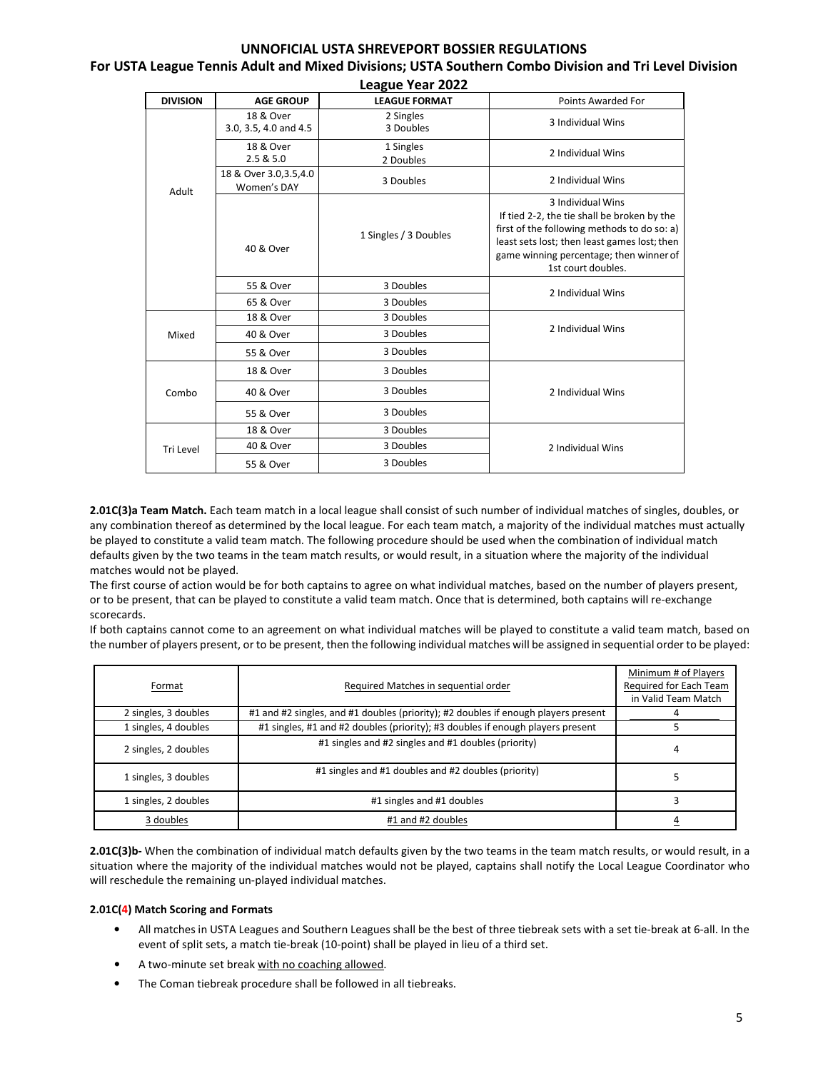## UNNOFICIAL USTA SHREVEPORT BOSSIER REGULATIONS

### For USTA League Tennis Adult and Mixed Divisions; USTA Southern Combo Division and Tri Level Division

### League Year 2022

| DIVISION | AGE GROUP | LEAGUE FORMAT | Points Awarded For |
|---|---|---|---|
| Adult | 18 & Over 3.0, 3.5, 4.0 and 4.5 | 2 Singles 3 Doubles | 3 Individual Wins |
| | 18 & Over 2.5 & 5.0 | 1 Singles 2 Doubles | 2 Individual Wins |
| | 18 & Over 3.0,3.5,4.0 Women's DAY | 3 Doubles | 2 Individual Wins |
| | 40 & Over | 1 Singles / 3 Doubles | 3 Individual Wins If tied 2-2, the tie shall be broken by the first of the following methods to do so: a) least sets lost; then least games lost; then game winning percentage; then winner of 1st court doubles. |
| | 55 & Over | 3 Doubles | 2 Individual Wins |
| | 65 & Over | 3 Doubles | |
| Mixed | 18 & Over | 3 Doubles | 2 Individual Wins |
| | 40 & Over | 3 Doubles | |
| | 55 & Over | 3 Doubles | |
| Combo | 18 & Over | 3 Doubles | 2 Individual Wins |
| | 40 & Over | 3 Doubles | |
| | 55 & Over | 3 Doubles | |
| Tri Level | 18 & Over | 3 Doubles | 2 Individual Wins |
| | 40 & Over | 3 Doubles | |
| | 55 & Over | 3 Doubles | |

**2.01C(3)a Team Match.** Each team match in a local league shall consist of such number of individual matches of singles, doubles, or any combination thereof as determined by the local league. For each team match, a majority of the individual matches must actually be played to constitute a valid team match. The following procedure should be used when the combination of individual match defaults given by the two teams in the team match results, or would result, in a situation where the majority of the individual matches would not be played.

The first course of action would be for both captains to agree on what individual matches, based on the number of players present, or to be present, that can be played to constitute a valid team match. Once that is determined, both captains will re-exchange scorecards.

If both captains cannot come to an agreement on what individual matches will be played to constitute a valid team match, based on the number of players present, or to be present, then the following individual matches will be assigned in sequential order to be played:

| Format | Required Matches in sequential order | Minimum # of Players Required for Each Team in Valid Team Match |
|---|---|---|
| 2 singles, 3 doubles | #1 and #2 singles, and #1 doubles (priority); #2 doubles if enough players present | 4 |
| 1 singles, 4 doubles | #1 singles, #1 and #2 doubles (priority); #3 doubles if enough players present | 5 |
| 2 singles, 2 doubles | #1 singles and #2 singles and #1 doubles (priority) | 4 |
| 1 singles, 3 doubles | #1 singles and #1 doubles and #2 doubles (priority) | 5 |
| 1 singles, 2 doubles | #1 singles and #1 doubles | 3 |
| 3 doubles | #1 and #2 doubles | 4 |

**2.01C(3)b-** When the combination of individual match defaults given by the two teams in the team match results, or would result, in a situation where the majority of the individual matches would not be played, captains shall notify the Local League Coordinator who will reschedule the remaining un-played individual matches.

**2.01C(4) Match Scoring and Formats**

- All matches in USTA Leagues and Southern Leagues shall be the best of three tiebreak sets with a set tie-break at 6-all. In the event of split sets, a match tie-break (10-point) shall be played in lieu of a third set.
- A two-minute set break with no coaching allowed.
- The Coman tiebreak procedure shall be followed in all tiebreaks.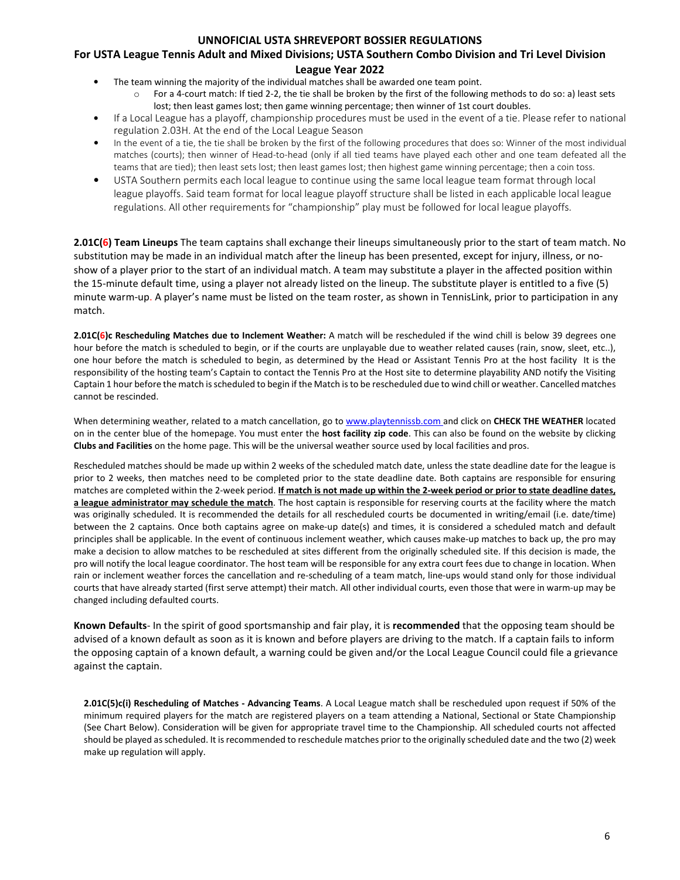- The team winning the majority of the individual matches shall be awarded one team point.
    - For a 4-court match: If tied 2-2, the tie shall be broken by the first of the following methods to do so: a) least sets lost; then least games lost; then game winning percentage; then winner of 1st court doubles.
- If a Local League has a playoff, championship procedures must be used in the event of a tie. Please refer to national regulation 2.03H. At the end of the Local League Season
- In the event of a tie, the tie shall be broken by the first of the following procedures that does so: Winner of the most individual matches (courts); then winner of Head-to-head (only if all tied teams have played each other and one team defeated all the teams that are tied); then least sets lost; then least games lost; then highest game winning percentage; then a coin toss.
- USTA Southern permits each local league to continue using the same local league team format through local league playoffs. Said team format for local league playoff structure shall be listed in each applicable local league regulations. All other requirements for "championship" play must be followed for local league playoffs.

**2.01C(6) Team Lineups** The team captains shall exchange their lineups simultaneously prior to the start of team match. No substitution may be made in an individual match after the lineup has been presented, except for injury, illness, or no-show of a player prior to the start of an individual match. A team may substitute a player in the affected position within the 15-minute default time, using a player not already listed on the lineup. The substitute player is entitled to a five (5) minute warm-up. A player's name must be listed on the team roster, as shown in TennisLink, prior to participation in any match.

**2.01C(6)c Rescheduling Matches due to Inclement Weather:** A match will be rescheduled if the wind chill is below 39 degrees one hour before the match is scheduled to begin, or if the courts are unplayable due to weather related causes (rain, snow, sleet, etc..), one hour before the match is scheduled to begin, as determined by the Head or Assistant Tennis Pro at the host facility It is the responsibility of the hosting team's Captain to contact the Tennis Pro at the Host site to determine playability AND notify the Visiting Captain 1 hour before the match is scheduled to begin if the Match is to be rescheduled due to wind chill or weather. Cancelled matches cannot be rescinded.

When determining weather, related to a match cancellation, go to www.playtennissb.com and click on **CHECK THE WEATHER** located on in the center blue of the homepage. You must enter the **host facility zip code**. This can also be found on the website by clicking **Clubs and Facilities** on the home page. This will be the universal weather source used by local facilities and pros.

Rescheduled matches should be made up within 2 weeks of the scheduled match date, unless the state deadline date for the league is prior to 2 weeks, then matches need to be completed prior to the state deadline date. Both captains are responsible for ensuring matches are completed within the 2-week period. **If match is not made up within the 2-week period or prior to state deadline dates, a league administrator may schedule the match**. The host captain is responsible for reserving courts at the facility where the match was originally scheduled. It is recommended the details for all rescheduled courts be documented in writing/email (i.e. date/time) between the 2 captains. Once both captains agree on make-up date(s) and times, it is considered a scheduled match and default principles shall be applicable. In the event of continuous inclement weather, which causes make-up matches to back up, the pro may make a decision to allow matches to be rescheduled at sites different from the originally scheduled site. If this decision is made, the pro will notify the local league coordinator. The host team will be responsible for any extra court fees due to change in location. When rain or inclement weather forces the cancellation and re-scheduling of a team match, line-ups would stand only for those individual courts that have already started (first serve attempt) their match. All other individual courts, even those that were in warm-up may be changed including defaulted courts.

**Known Defaults**- In the spirit of good sportsmanship and fair play, it is **recommended** that the opposing team should be advised of a known default as soon as it is known and before players are driving to the match. If a captain fails to inform the opposing captain of a known default, a warning could be given and/or the Local League Council could file a grievance against the captain.

**2.01C(5)c(i) Rescheduling of Matches - Advancing Teams**. A Local League match shall be rescheduled upon request if 50% of the minimum required players for the match are registered players on a team attending a National, Sectional or State Championship (See Chart Below). Consideration will be given for appropriate travel time to the Championship. All scheduled courts not affected should be played as scheduled. It is recommended to reschedule matches prior to the originally scheduled date and the two (2) week make up regulation will apply.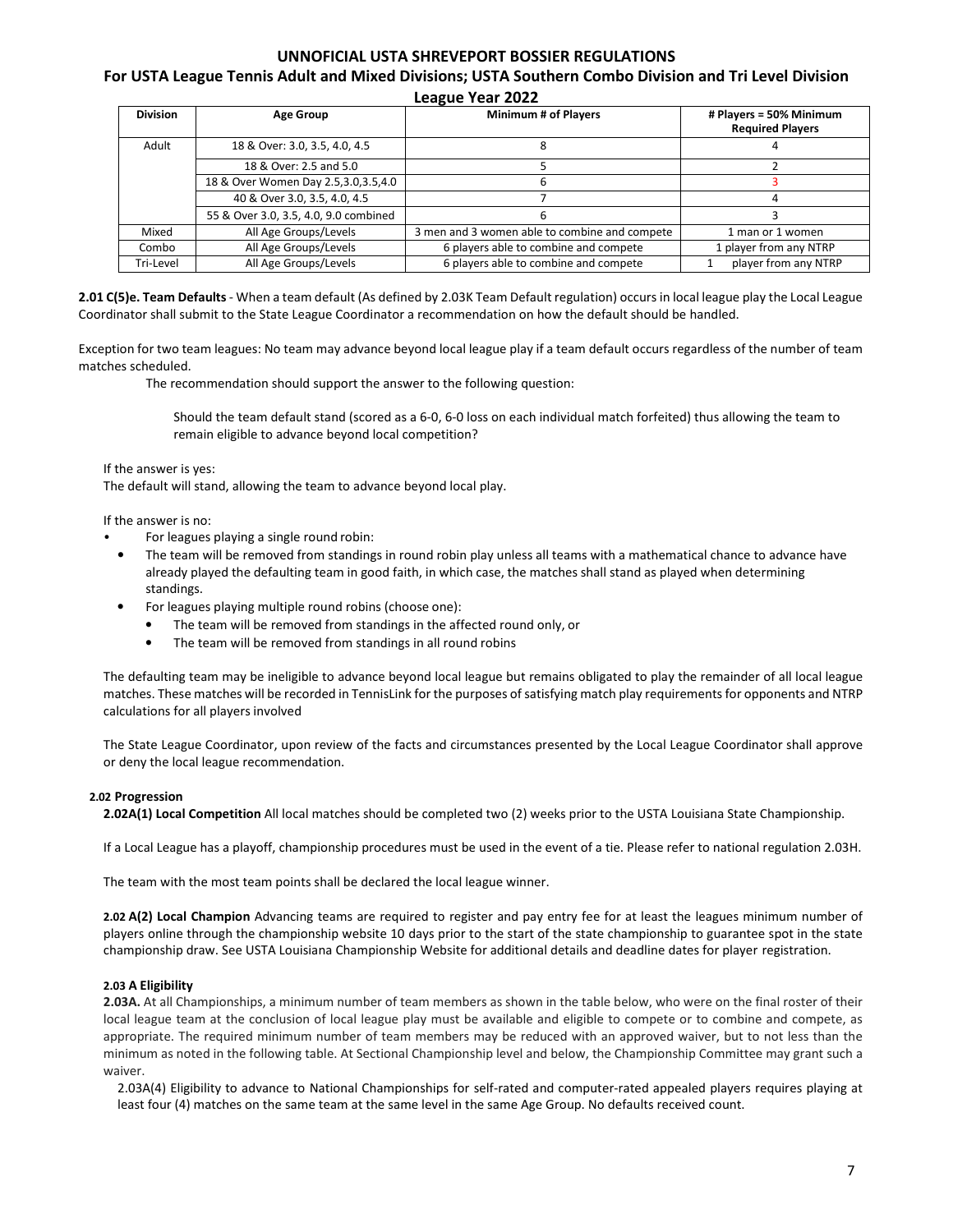# UNNOFICIAL USTA SHREVEPORT BOSSIER REGULATIONS

## For USTA League Tennis Adult and Mixed Divisions; USTA Southern Combo Division and Tri Level Division

### League Year 2022

| Division | Age Group | Minimum # of Players | # Players = 50% Minimum Required Players |
|---|---|---|---|
| Adult | 18 & Over: 3.0, 3.5, 4.0, 4.5 | 8 | 4 |
| | 18 & Over: 2.5 and 5.0 | 5 | 2 |
| | 18 & Over Women Day 2.5,3.0,3.5,4.0 | 6 | 3 |
| | 40 & Over 3.0, 3.5, 4.0, 4.5 | 7 | 4 |
| | 55 & Over 3.0, 3.5, 4.0, 9.0 combined | 6 | 3 |
| Mixed | All Age Groups/Levels | 3 men and 3 women able to combine and compete | 1 man or 1 women |
| Combo | All Age Groups/Levels | 6 players able to combine and compete | 1 player from any NTRP |
| Tri-Level | All Age Groups/Levels | 6 players able to combine and compete | 1 player from any NTRP |

**2.01 C(5)e. Team Defaults** - When a team default (As defined by 2.03K Team Default regulation) occurs in local league play the Local League Coordinator shall submit to the State League Coordinator a recommendation on how the default should be handled.

Exception for two team leagues: No team may advance beyond local league play if a team default occurs regardless of the number of team matches scheduled.

The recommendation should support the answer to the following question:

Should the team default stand (scored as a 6-0, 6-0 loss on each individual match forfeited) thus allowing the team to remain eligible to advance beyond local competition?

If the answer is yes:
The default will stand, allowing the team to advance beyond local play.

If the answer is no:

- For leagues playing a single round robin:
  - The team will be removed from standings in round robin play unless all teams with a mathematical chance to advance have already played the defaulting team in good faith, in which case, the matches shall stand as played when determining standings.
  - For leagues playing multiple round robins (choose one):
    - The team will be removed from standings in the affected round only, or
    - The team will be removed from standings in all round robins

The defaulting team may be ineligible to advance beyond local league but remains obligated to play the remainder of all local league matches. These matches will be recorded in TennisLink for the purposes of satisfying match play requirements for opponents and NTRP calculations for all players involved

The State League Coordinator, upon review of the facts and circumstances presented by the Local League Coordinator shall approve or deny the local league recommendation.

#### 2.02 Progression

**2.02A(1) Local Competition** All local matches should be completed two (2) weeks prior to the USTA Louisiana State Championship.

If a Local League has a playoff, championship procedures must be used in the event of a tie. Please refer to national regulation 2.03H.

The team with the most team points shall be declared the local league winner.

**2.02 A(2) Local Champion** Advancing teams are required to register and pay entry fee for at least the leagues minimum number of players online through the championship website 10 days prior to the start of the state championship to guarantee spot in the state championship draw. See USTA Louisiana Championship Website for additional details and deadline dates for player registration.

#### 2.03 A Eligibility

**2.03A.** At all Championships, a minimum number of team members as shown in the table below, who were on the final roster of their local league team at the conclusion of local league play must be available and eligible to compete or to combine and compete, as appropriate. The required minimum number of team members may be reduced with an approved waiver, but to not less than the minimum as noted in the following table. At Sectional Championship level and below, the Championship Committee may grant such a waiver.

2.03A(4) Eligibility to advance to National Championships for self-rated and computer-rated appealed players requires playing at least four (4) matches on the same team at the same level in the same Age Group. No defaults received count.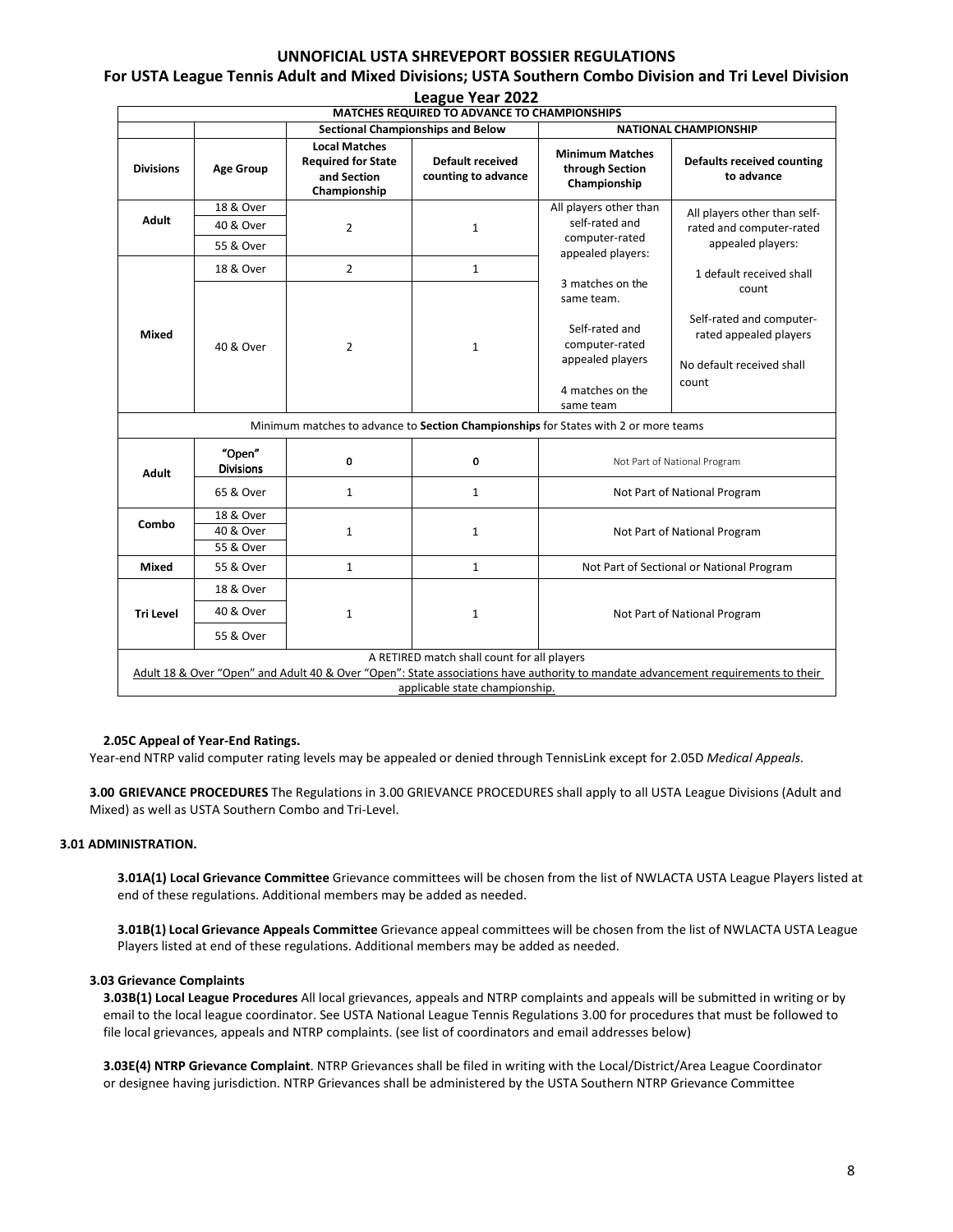# UNNOFICIAL USTA SHREVEPORT BOSSIER REGULATIONS

## For USTA League Tennis Adult and Mixed Divisions; USTA Southern Combo Division and Tri Level Division

### League Year 2022

| MATCHES REQUIRED TO ADVANCE TO CHAMPIONSHIPS | | | | | |
|---|---|---|---|---|---|
| | | Sectional Championships and Below | | NATIONAL CHAMPIONSHIP | |
| **Divisions** | **Age Group** | **Local Matches Required for State and Section Championship** | **Default received counting to advance** | **Minimum Matches through Section Championship** | **Defaults received counting to advance** |
| Adult | 18 & Over | 2 | 1 | All players other than self-rated and computer-rated appealed players: 3 matches on the same team. Self-rated and computer-rated appealed players 4 matches on the same team | All players other than self-rated and computer-rated appealed players: 1 default received shall count. Self-rated and computer-rated appealed players No default received shall count |
| | 40 & Over | | | | |
| | 55 & Over | | | | |
| Mixed | 18 & Over | 2 | 1 | | |
| | 40 & Over | 2 | 1 | | |
| Minimum matches to advance to **Section Championships** for States with 2 or more teams | | | | | |
| Adult | "Open" Divisions | 0 | 0 | Not Part of National Program | |
| | 65 & Over | 1 | 1 | Not Part of National Program | |
| Combo | 18 & Over | 1 | 1 | Not Part of National Program | |
| | 40 & Over | | | | |
| | 55 & Over | | | | |
| Mixed | 55 & Over | 1 | 1 | Not Part of Sectional or National Program | |
| Tri Level | 18 & Over | 1 | 1 | Not Part of National Program | |
| | 40 & Over | | | | |
| | 55 & Over | | | | |
| A RETIRED match shall count for all players | | | | | |
| Adult 18 & Over "Open" and Adult 40 & Over "Open": State associations have authority to mandate advancement requirements to their applicable state championship. | | | | | |

**2.05C Appeal of Year-End Ratings.**

Year-end NTRP valid computer rating levels may be appealed or denied through TennisLink except for 2.05D *Medical Appeals.*

**3.00 GRIEVANCE PROCEDURES** The Regulations in 3.00 GRIEVANCE PROCEDURES shall apply to all USTA League Divisions (Adult and Mixed) as well as USTA Southern Combo and Tri-Level.

**3.01 ADMINISTRATION.**

**3.01A(1) Local Grievance Committee** Grievance committees will be chosen from the list of NWLACTA USTA League Players listed at end of these regulations. Additional members may be added as needed.

**3.01B(1) Local Grievance Appeals Committee** Grievance appeal committees will be chosen from the list of NWLACTA USTA League Players listed at end of these regulations. Additional members may be added as needed.

**3.03 Grievance Complaints**

**3.03B(1) Local League Procedures** All local grievances, appeals and NTRP complaints and appeals will be submitted in writing or by email to the local league coordinator. See USTA National League Tennis Regulations 3.00 for procedures that must be followed to file local grievances, appeals and NTRP complaints. (see list of coordinators and email addresses below)

**3.03E(4) NTRP Grievance Complaint**. NTRP Grievances shall be filed in writing with the Local/District/Area League Coordinator or designee having jurisdiction. NTRP Grievances shall be administered by the USTA Southern NTRP Grievance Committee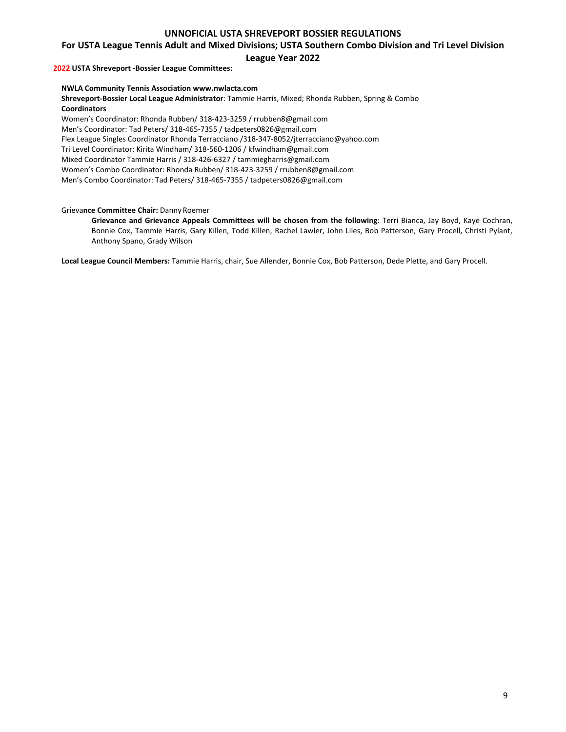**2022 USTA Shreveport -Bossier League Committees:**

**NWLA Community Tennis Association www.nwlacta.com**

**Shreveport-Bossier Local League Administrator**: Tammie Harris, Mixed; Rhonda Rubben, Spring & Combo

**Coordinators**

Women's Coordinator: Rhonda Rubben/ 318-423-3259 / rrubben8@gmail.com
Men's Coordinator: Tad Peters/ 318-465-7355 / tadpeters0826@gmail.com
Flex League Singles Coordinator Rhonda Terracciano /318-347-8052/jterracciano@yahoo.com
Tri Level Coordinator: Kirita Windham/ 318-560-1206 / kfwindham@gmail.com
Mixed Coordinator Tammie Harris / 318-426-6327 / tammiegharris@gmail.com
Women's Combo Coordinator: Rhonda Rubben/ 318-423-3259 / rrubben8@gmail.com
Men's Combo Coordinator: Tad Peters/ 318-465-7355 / tadpeters0826@gmail.com

Grieva**nce Committee Chair:** Danny Roemer

**Grievance and Grievance Appeals Committees will be chosen from the following**: Terri Bianca, Jay Boyd, Kaye Cochran, Bonnie Cox, Tammie Harris, Gary Killen, Todd Killen, Rachel Lawler, John Liles, Bob Patterson, Gary Procell, Christi Pylant, Anthony Spano, Grady Wilson

**Local League Council Members:** Tammie Harris, chair, Sue Allender, Bonnie Cox, Bob Patterson, Dede Plette, and Gary Procell.